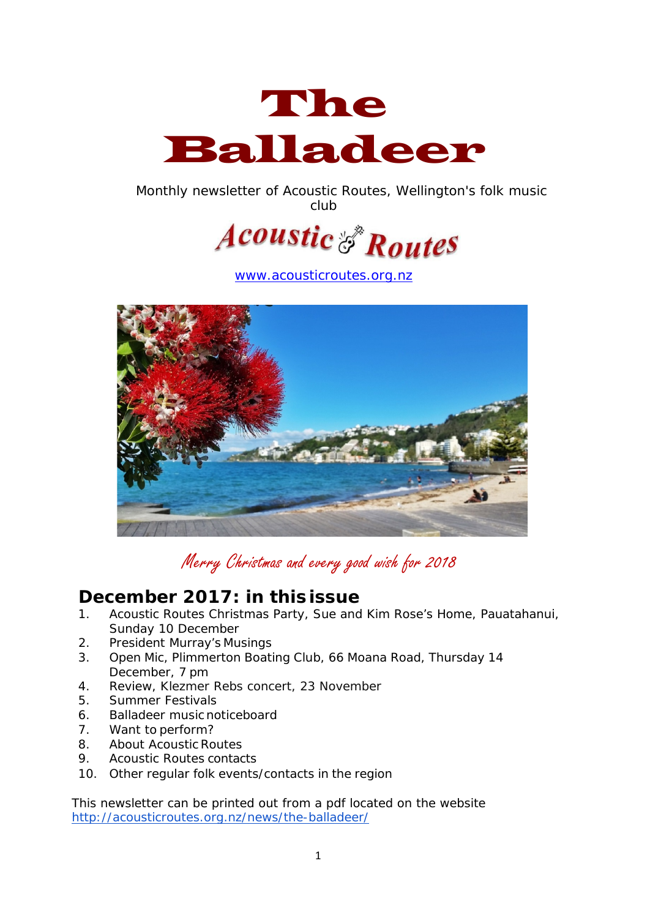# The Balladeer

Monthly newsletter of Acoustic Routes, Wellington's folk music club

Acoustic Routes

www.acousticroutes.org.nz

*Merry Christmas and every good wish for 2018*

## December 2017: in this issue

1. Acoustic Routes Christmas Party, Sue and Kim Rose's Home, Pauatahanui, Sunday 10 December
2. President Murray's Musings
3. Open Mic, Plimmerton Boating Club, 66 Moana Road, Thursday 14 December, 7 pm
4. Review, Klezmer Rebs concert, 23 November
5. Summer Festivals
6. Balladeer music noticeboard
7. Want to perform?
8. About Acoustic Routes
9. Acoustic Routes contacts
10. Other regular folk events/contacts in the region

This newsletter can be printed out from a pdf located on the website http://acousticroutes.org.nz/news/the-balladeer/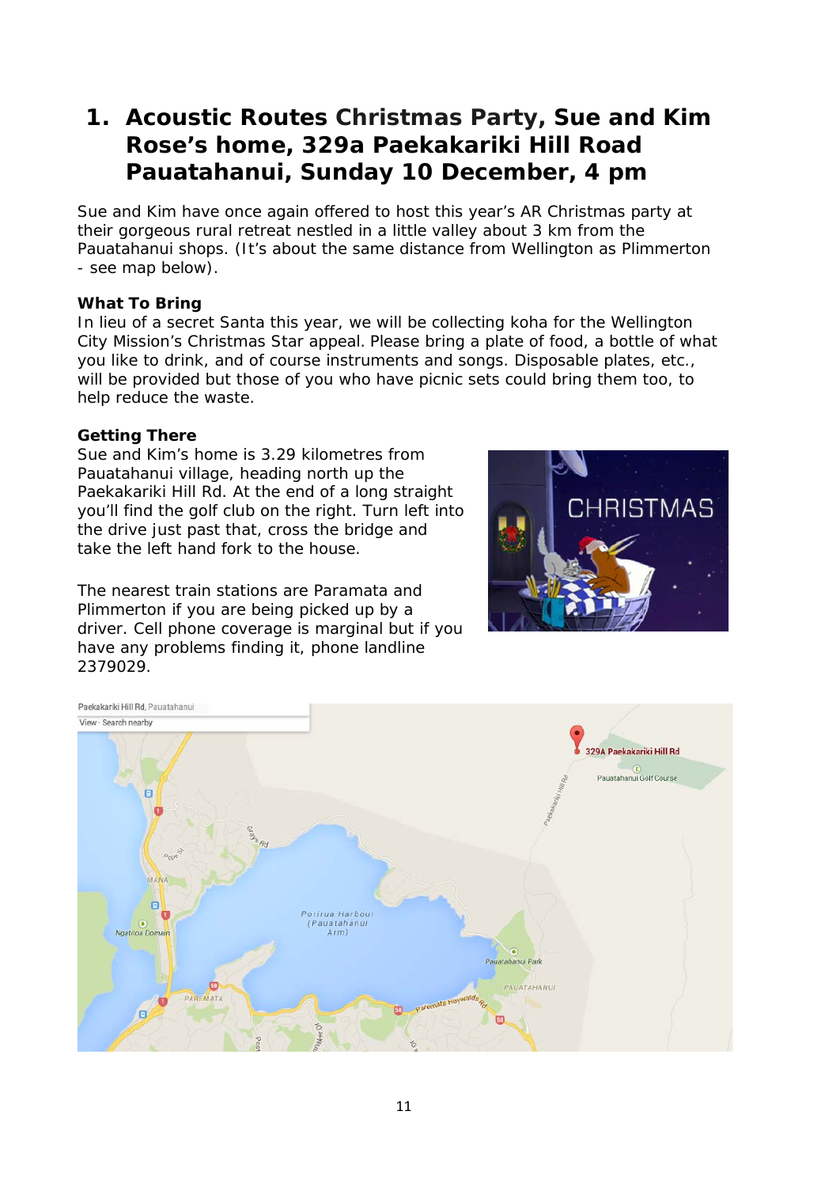# 1. Acoustic Routes Christmas Party, Sue and Kim Rose's home, 329a Paekakariki Hill Road Pauatahanui, Sunday 10 December, 4 pm

Sue and Kim have once again offered to host this year's AR Christmas party at their gorgeous rural retreat nestled in a little valley about 3 km from the Pauatahanui shops. (It's about the same distance from Wellington as Plimmerton - see map below).

**What To Bring**
In lieu of a secret Santa this year, we will be collecting koha for the Wellington City Mission's Christmas Star appeal. Please bring a plate of food, a bottle of what you like to drink, and of course instruments and songs. Disposable plates, etc., will be provided but those of you who have picnic sets could bring them too, to help reduce the waste.

**Getting There**
Sue and Kim's home is 3.29 kilometres from Pauatahanui village, heading north up the Paekakariki Hill Rd. At the end of a long straight you'll find the golf club on the right. Turn left into the drive just past that, cross the bridge and take the left hand fork to the house.

The nearest train stations are Paramata and Plimmerton if you are being picked up by a driver. Cell phone coverage is marginal but if you have any problems finding it, phone landline 2379029.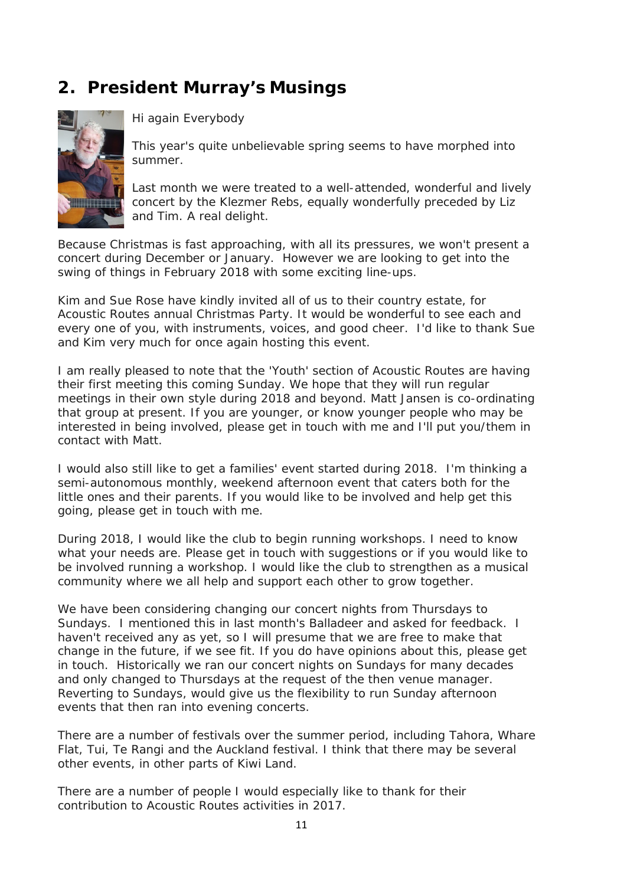## 2. President Murray's Musings

Hi again Everybody

This year's quite unbelievable spring seems to have morphed into summer.

Last month we were treated to a well-attended, wonderful and lively concert by the Klezmer Rebs, equally wonderfully preceded by Liz and Tim. A real delight.

Because Christmas is fast approaching, with all its pressures, we won't present a concert during December or January. However we are looking to get into the swing of things in February 2018 with some exciting line-ups.

Kim and Sue Rose have kindly invited all of us to their country estate, for Acoustic Routes annual Christmas Party. It would be wonderful to see each and every one of you, with instruments, voices, and good cheer. I'd like to thank Sue and Kim very much for once again hosting this event.

I am really pleased to note that the 'Youth' section of Acoustic Routes are having their first meeting this coming Sunday. We hope that they will run regular meetings in their own style during 2018 and beyond. Matt Jansen is co-ordinating that group at present. If you are younger, or know younger people who may be interested in being involved, please get in touch with me and I'll put you/them in contact with Matt.

I would also still like to get a families' event started during 2018. I'm thinking a semi-autonomous monthly, weekend afternoon event that caters both for the little ones and their parents. If you would like to be involved and help get this going, please get in touch with me.

During 2018, I would like the club to begin running workshops. I need to know what your needs are. Please get in touch with suggestions or if you would like to be involved running a workshop. I would like the club to strengthen as a musical community where we all help and support each other to grow together.

We have been considering changing our concert nights from Thursdays to Sundays. I mentioned this in last month's Balladeer and asked for feedback. I haven't received any as yet, so I will presume that we are free to make that change in the future, if we see fit. If you do have opinions about this, please get in touch. Historically we ran our concert nights on Sundays for many decades and only changed to Thursdays at the request of the then venue manager. Reverting to Sundays, would give us the flexibility to run Sunday afternoon events that then ran into evening concerts.

There are a number of festivals over the summer period, including Tahora, Whare Flat, Tui, Te Rangi and the Auckland festival. I think that there may be several other events, in other parts of Kiwi Land.

There are a number of people I would especially like to thank for their contribution to Acoustic Routes activities in 2017.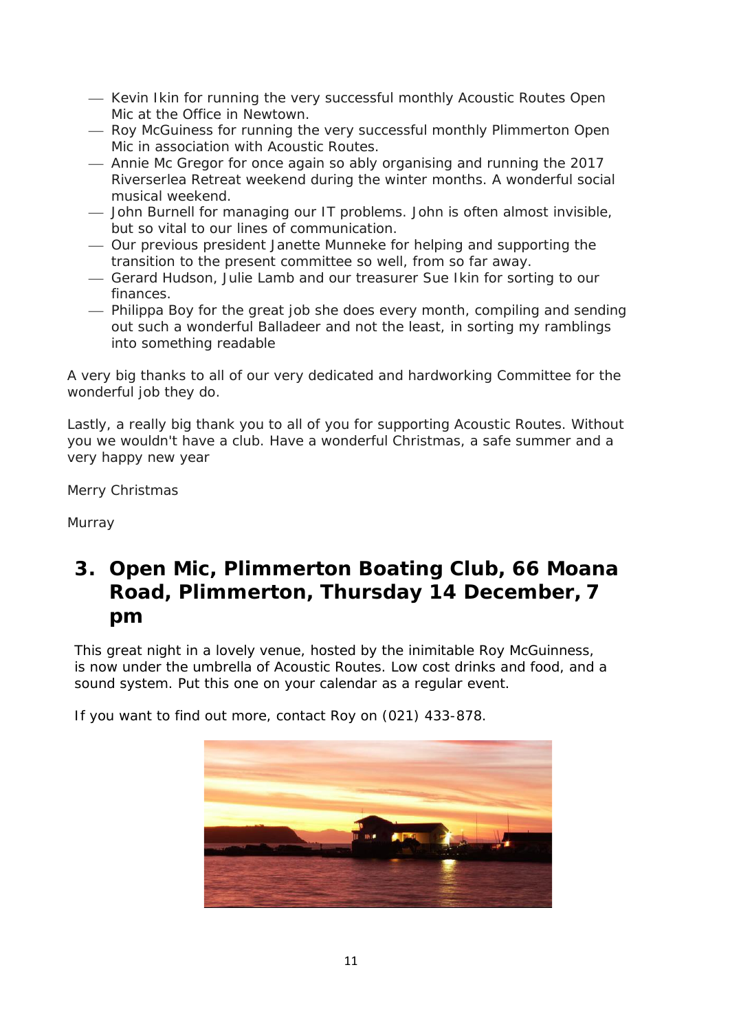- Kevin Ikin for running the very successful monthly Acoustic Routes Open Mic at the Office in Newtown.
- Roy McGuiness for running the very successful monthly Plimmerton Open Mic in association with Acoustic Routes.
- Annie Mc Gregor for once again so ably organising and running the 2017 Riverserlea Retreat weekend during the winter months. A wonderful social musical weekend.
- John Burnell for managing our IT problems. John is often almost invisible, but so vital to our lines of communication.
- Our previous president Janette Munneke for helping and supporting the transition to the present committee so well, from so far away.
- Gerard Hudson, Julie Lamb and our treasurer Sue Ikin for sorting to our finances.
- Philippa Boy for the great job she does every month, compiling and sending out such a wonderful Balladeer and not the least, in sorting my ramblings into something readable

A very big thanks to all of our very dedicated and hardworking Committee for the wonderful job they do.

Lastly, a really big thank you to all of you for supporting Acoustic Routes. Without you we wouldn't have a club. Have a wonderful Christmas, a safe summer and a very happy new year

Merry Christmas

Murray

## 3. Open Mic, Plimmerton Boating Club, 66 Moana Road, Plimmerton, Thursday 14 December, 7 pm

This great night in a lovely venue, hosted by the inimitable Roy McGuinness, is now under the umbrella of Acoustic Routes. Low cost drinks and food, and a sound system. Put this one on your calendar as a regular event.

If you want to find out more, contact Roy on (021) 433-878.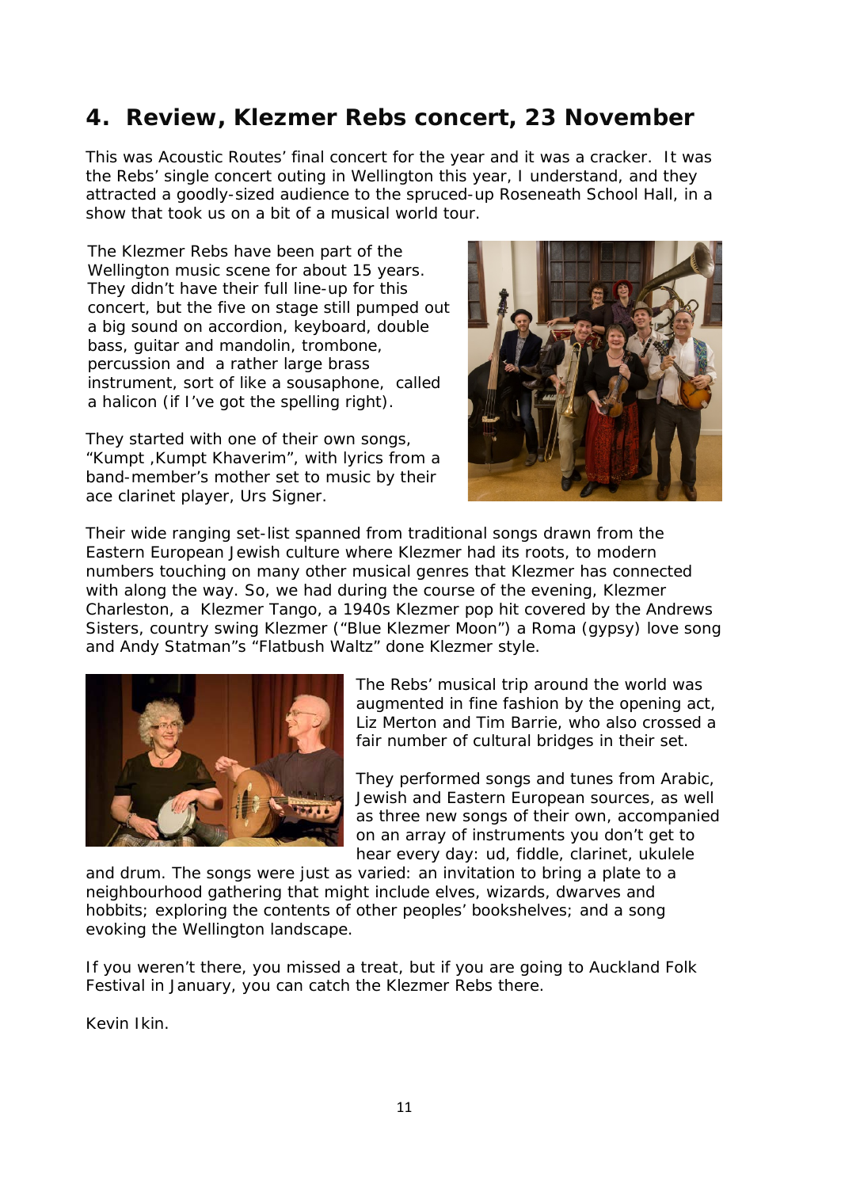## 4. Review, Klezmer Rebs concert, 23 November

This was Acoustic Routes' final concert for the year and it was a cracker. It was the Rebs' single concert outing in Wellington this year, I understand, and they attracted a goodly-sized audience to the spruced-up Roseneath School Hall, in a show that took us on a bit of a musical world tour.

The Klezmer Rebs have been part of the Wellington music scene for about 15 years. They didn't have their full line-up for this concert, but the five on stage still pumped out a big sound on accordion, keyboard, double bass, guitar and mandolin, trombone, percussion and a rather large brass instrument, sort of like a sousaphone, called a halicon (if I've got the spelling right).

They started with one of their own songs, "Kumpt ,Kumpt Khaverim", with lyrics from a band-member's mother set to music by their ace clarinet player, Urs Signer.

Their wide ranging set-list spanned from traditional songs drawn from the Eastern European Jewish culture where Klezmer had its roots, to modern numbers touching on many other musical genres that Klezmer has connected with along the way. So, we had during the course of the evening, Klezmer Charleston, a Klezmer Tango, a 1940s Klezmer pop hit covered by the Andrews Sisters, country swing Klezmer ("Blue Klezmer Moon") a Roma (gypsy) love song and Andy Statman"s "Flatbush Waltz" done Klezmer style.

The Rebs' musical trip around the world was augmented in fine fashion by the opening act, Liz Merton and Tim Barrie, who also crossed a fair number of cultural bridges in their set.

They performed songs and tunes from Arabic, Jewish and Eastern European sources, as well as three new songs of their own, accompanied on an array of instruments you don't get to hear every day: ud, fiddle, clarinet, ukulele and drum. The songs were just as varied: an invitation to bring a plate to a neighbourhood gathering that might include elves, wizards, dwarves and hobbits; exploring the contents of other peoples' bookshelves; and a song evoking the Wellington landscape.

If you weren't there, you missed a treat, but if you are going to Auckland Folk Festival in January, you can catch the Klezmer Rebs there.

Kevin Ikin.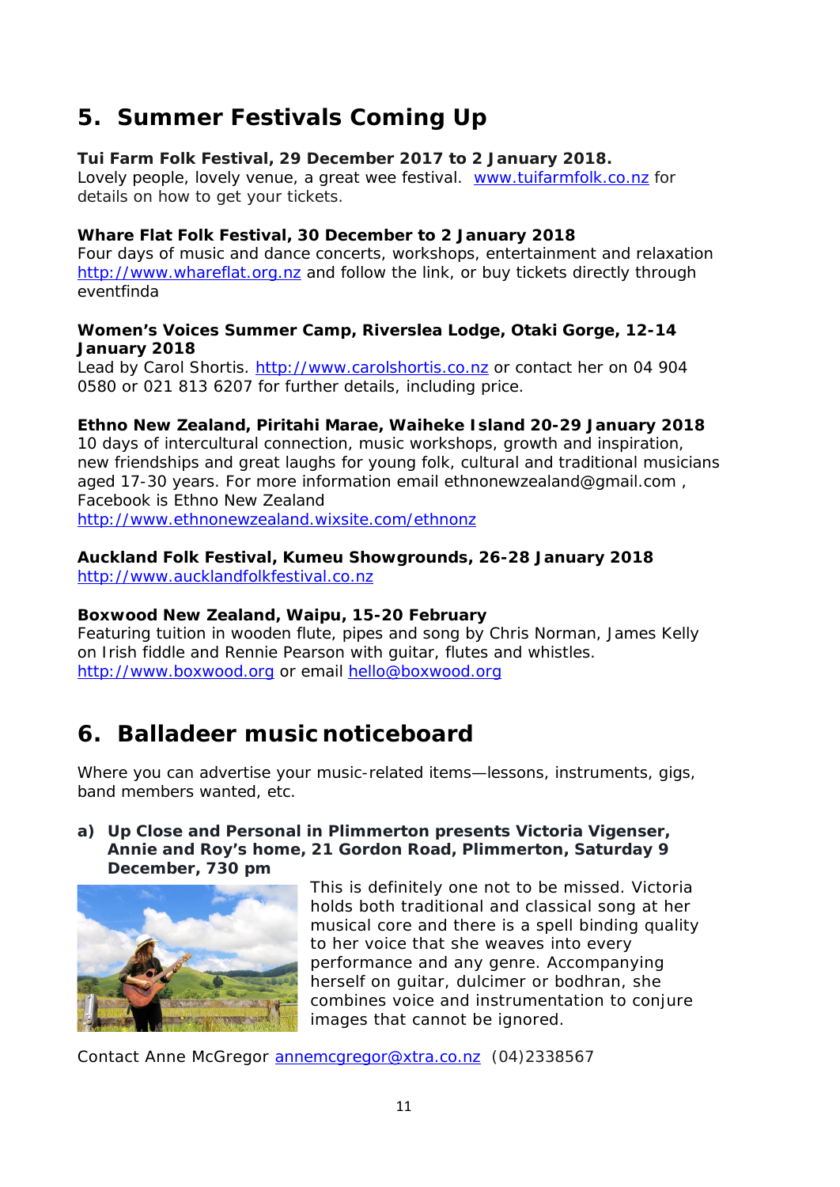## 5. Summer Festivals Coming Up

**Tui Farm Folk Festival, 29 December 2017 to 2 January 2018.**
Lovely people, lovely venue, a great wee festival. www.tuifarmfolk.co.nz for details on how to get your tickets.

**Whare Flat Folk Festival, 30 December to 2 January 2018**
Four days of music and dance concerts, workshops, entertainment and relaxation http://www.whareflat.org.nz and follow the link, or buy tickets directly through eventfinda

**Women's Voices Summer Camp, Riverslea Lodge, Otaki Gorge, 12-14 January 2018**
Lead by Carol Shortis. http://www.carolshortis.co.nz or contact her on 04 904 0580 or 021 813 6207 for further details, including price.

**Ethno New Zealand, Piritahi Marae, Waiheke Island 20-29 January 2018**
10 days of intercultural connection, music workshops, growth and inspiration, new friendships and great laughs for young folk, cultural and traditional musicians aged 17-30 years. For more information email ethnonewzealand@gmail.com , Facebook is Ethno New Zealand
http://www.ethnonewzealand.wixsite.com/ethnonz

**Auckland Folk Festival, Kumeu Showgrounds, 26-28 January 2018**
http://www.aucklandfolkfestival.co.nz

**Boxwood New Zealand, Waipu, 15-20 February**
Featuring tuition in wooden flute, pipes and song by Chris Norman, James Kelly on Irish fiddle and Rennie Pearson with guitar, flutes and whistles.
http://www.boxwood.org or email hello@boxwood.org

## 6. Balladeer music noticeboard

Where you can advertise your music-related items—lessons, instruments, gigs, band members wanted, etc.

**a) Up Close and Personal in Plimmerton presents Victoria Vigenser, Annie and Roy's home, 21 Gordon Road, Plimmerton, Saturday 9 December, 730 pm**

This is definitely one not to be missed. Victoria holds both traditional and classical song at her musical core and there is a spell binding quality to her voice that she weaves into every performance and any genre. Accompanying herself on guitar, dulcimer or bodhran, she combines voice and instrumentation to conjure images that cannot be ignored.

Contact Anne McGregor annemcgregor@xtra.co.nz (04)2338567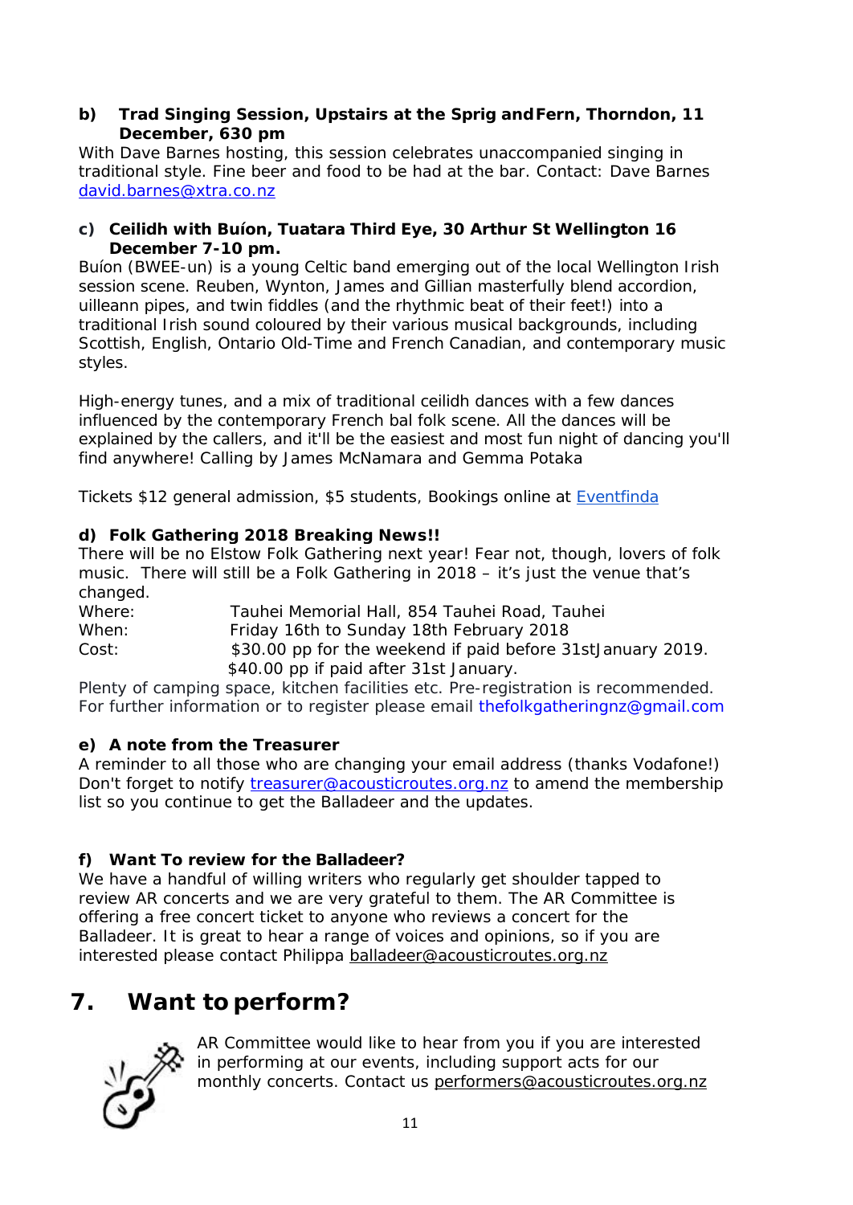**b) Trad Singing Session, Upstairs at the Sprig and Fern, Thorndon, 11 December, 630 pm**

With Dave Barnes hosting, this session celebrates unaccompanied singing in traditional style. Fine beer and food to be had at the bar. Contact: Dave Barnes david.barnes@xtra.co.nz

**c) Ceilidh with Buíon, Tuatara Third Eye, 30 Arthur St Wellington 16 December 7-10 pm.**

Buíon (BWEE-un) is a young Celtic band emerging out of the local Wellington Irish session scene. Reuben, Wynton, James and Gillian masterfully blend accordion, uilleann pipes, and twin fiddles (and the rhythmic beat of their feet!) into a traditional Irish sound coloured by their various musical backgrounds, including Scottish, English, Ontario Old-Time and French Canadian, and contemporary music styles.

High-energy tunes, and a mix of traditional ceilidh dances with a few dances influenced by the contemporary French bal folk scene. All the dances will be explained by the callers, and it'll be the easiest and most fun night of dancing you'll find anywhere! Calling by James McNamara and Gemma Potaka

Tickets $12 general admission, $5 students, Bookings online at Eventfinda

**d) Folk Gathering 2018 Breaking News!!**

There will be no Elstow Folk Gathering next year! Fear not, though, lovers of folk music. There will still be a Folk Gathering in 2018 – it's just the venue that's changed.

Where: Tauhei Memorial Hall, 854 Tauhei Road, Tauhei
When: Friday 16th to Sunday 18th February 2018
Cost: $30.00 pp for the weekend if paid before 31stJanuary 2019.
$40.00 pp if paid after 31st January.

Plenty of camping space, kitchen facilities etc. Pre-registration is recommended. For further information or to register please email thefolkgatheringnz@gmail.com

**e) A note from the Treasurer**

A reminder to all those who are changing your email address (thanks Vodafone!) Don't forget to notify treasurer@acousticroutes.org.nz to amend the membership list so you continue to get the Balladeer and the updates.

**f) Want To review for the Balladeer?**

We have a handful of willing writers who regularly get shoulder tapped to review AR concerts and we are very grateful to them. The AR Committee is offering a free concert ticket to anyone who reviews a concert for the Balladeer. It is great to hear a range of voices and opinions, so if you are interested please contact Philippa balladeer@acousticroutes.org.nz

# 7. Want to perform?

AR Committee would like to hear from you if you are interested in performing at our events, including support acts for our monthly concerts. Contact us performers@acousticroutes.org.nz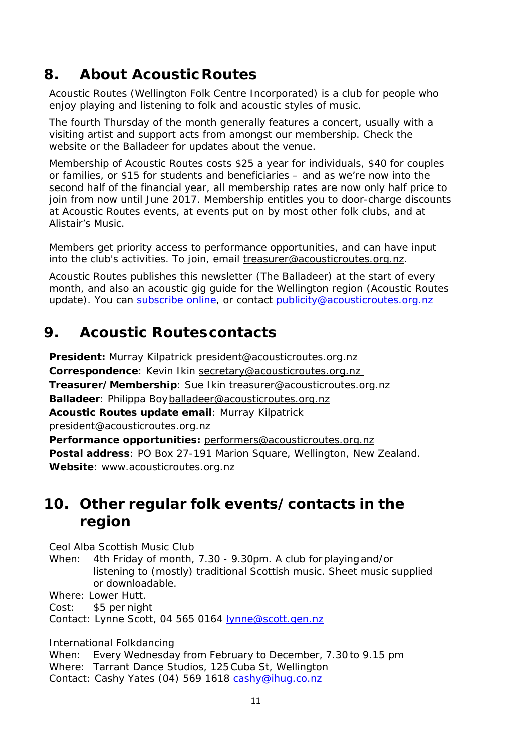## 8. About Acoustic Routes

Acoustic Routes (Wellington Folk Centre Incorporated) is a club for people who enjoy playing and listening to folk and acoustic styles of music.

The fourth Thursday of the month generally features a concert, usually with a visiting artist and support acts from amongst our membership. Check the website or the Balladeer for updates about the venue.

Membership of Acoustic Routes costs $25 a year for individuals, $40 for couples or families, or $15 for students and beneficiaries – and as we're now into the second half of the financial year, all membership rates are now only half price to join from now until June 2017. Membership entitles you to door-charge discounts at Acoustic Routes events, at events put on by most other folk clubs, and at Alistair's Music.

Members get priority access to performance opportunities, and can have input into the club's activities. To join, email treasurer@acousticroutes.org.nz.

Acoustic Routes publishes this newsletter (The Balladeer) at the start of every month, and also an acoustic gig guide for the Wellington region (Acoustic Routes update). You can subscribe online, or contact publicity@acousticroutes.org.nz

## 9. Acoustic Routes contacts

**President:** Murray Kilpatrick president@acousticroutes.org.nz
**Correspondence**: Kevin Ikin secretary@acousticroutes.org.nz
**Treasurer/Membership**: Sue Ikin treasurer@acousticroutes.org.nz
**Balladeer**: Philippa Boy balladeer@acousticroutes.org.nz
**Acoustic Routes update email**: Murray Kilpatrick president@acousticroutes.org.nz
**Performance opportunities:** performers@acousticroutes.org.nz
**Postal address**: PO Box 27-191 Marion Square, Wellington, New Zealand.
**Website**: www.acousticroutes.org.nz

## 10. Other regular folk events/contacts in the region

Ceol Alba Scottish Music Club
When: 4th Friday of month, 7.30 - 9.30pm. A club for playing and/or listening to (mostly) traditional Scottish music. Sheet music supplied or downloadable.
Where: Lower Hutt.
Cost: $5 per night
Contact: Lynne Scott, 04 565 0164 lynne@scott.gen.nz

International Folkdancing
When: Every Wednesday from February to December, 7.30 to 9.15 pm
Where: Tarrant Dance Studios, 125 Cuba St, Wellington
Contact: Cashy Yates (04) 569 1618 cashy@ihug.co.nz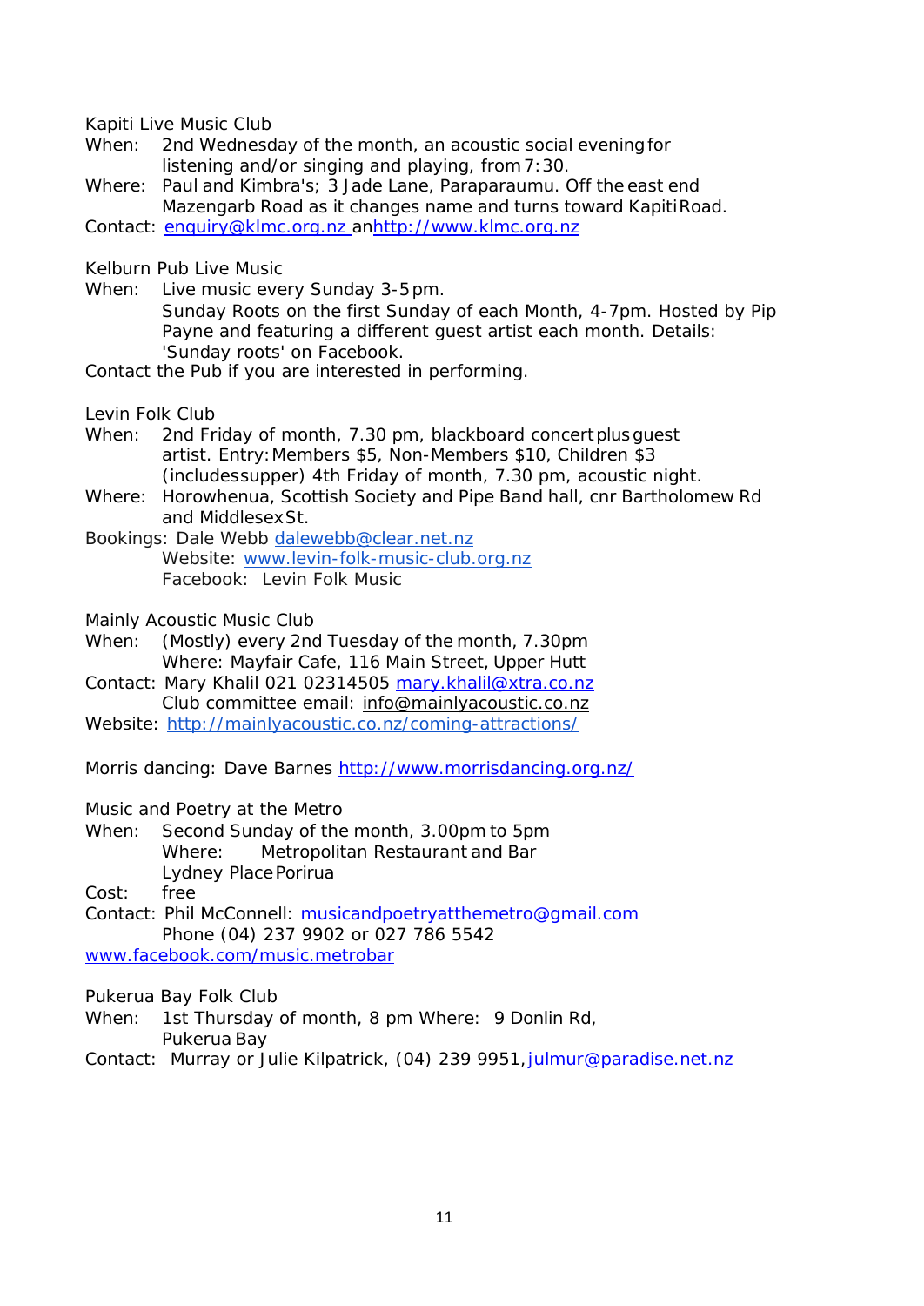Kapiti Live Music Club

When: 2nd Wednesday of the month, an acoustic social evening for listening and/or singing and playing, from 7:30.

Where: Paul and Kimbra's; 3 Jade Lane, Paraparaumu. Off the east end Mazengarb Road as it changes name and turns toward Kapiti Road.

Contact: enquiry@klmc.org.nz anhttp://www.klmc.org.nz

Kelburn Pub Live Music

When: Live music every Sunday 3-5 pm.
Sunday Roots on the first Sunday of each Month, 4-7pm. Hosted by Pip Payne and featuring a different guest artist each month. Details: 'Sunday roots' on Facebook.

Contact the Pub if you are interested in performing.

Levin Folk Club

When: 2nd Friday of month, 7.30 pm, blackboard concert plus guest artist. Entry: Members $5, Non-Members $10, Children $3 (includessupper) 4th Friday of month, 7.30 pm, acoustic night.

Where: Horowhenua, Scottish Society and Pipe Band hall, cnr Bartholomew Rd and Middlesex St.

Bookings: Dale Webb dalewebb@clear.net.nz
Website: www.levin-folk-music-club.org.nz
Facebook: Levin Folk Music

Mainly Acoustic Music Club

When: (Mostly) every 2nd Tuesday of the month, 7.30pm
Where: Mayfair Cafe, 116 Main Street, Upper Hutt

Contact: Mary Khalil 021 02314505 mary.khalil@xtra.co.nz
Club committee email: info@mainlyacoustic.co.nz

Website: http://mainlyacoustic.co.nz/coming-attractions/

Morris dancing: Dave Barnes http://www.morrisdancing.org.nz/

Music and Poetry at the Metro

When: Second Sunday of the month, 3.00pm to 5pm
Where: Metropolitan Restaurant and Bar
Lydney Place Porirua

Cost: free

Contact: Phil McConnell: musicandpoetryatthemetro@gmail.com
Phone (04) 237 9902 or 027 786 5542

www.facebook.com/music.metrobar

Pukerua Bay Folk Club

When: 1st Thursday of month, 8 pm Where: 9 Donlin Rd, Pukerua Bay

Contact: Murray or Julie Kilpatrick, (04) 239 9951, julmur@paradise.net.nz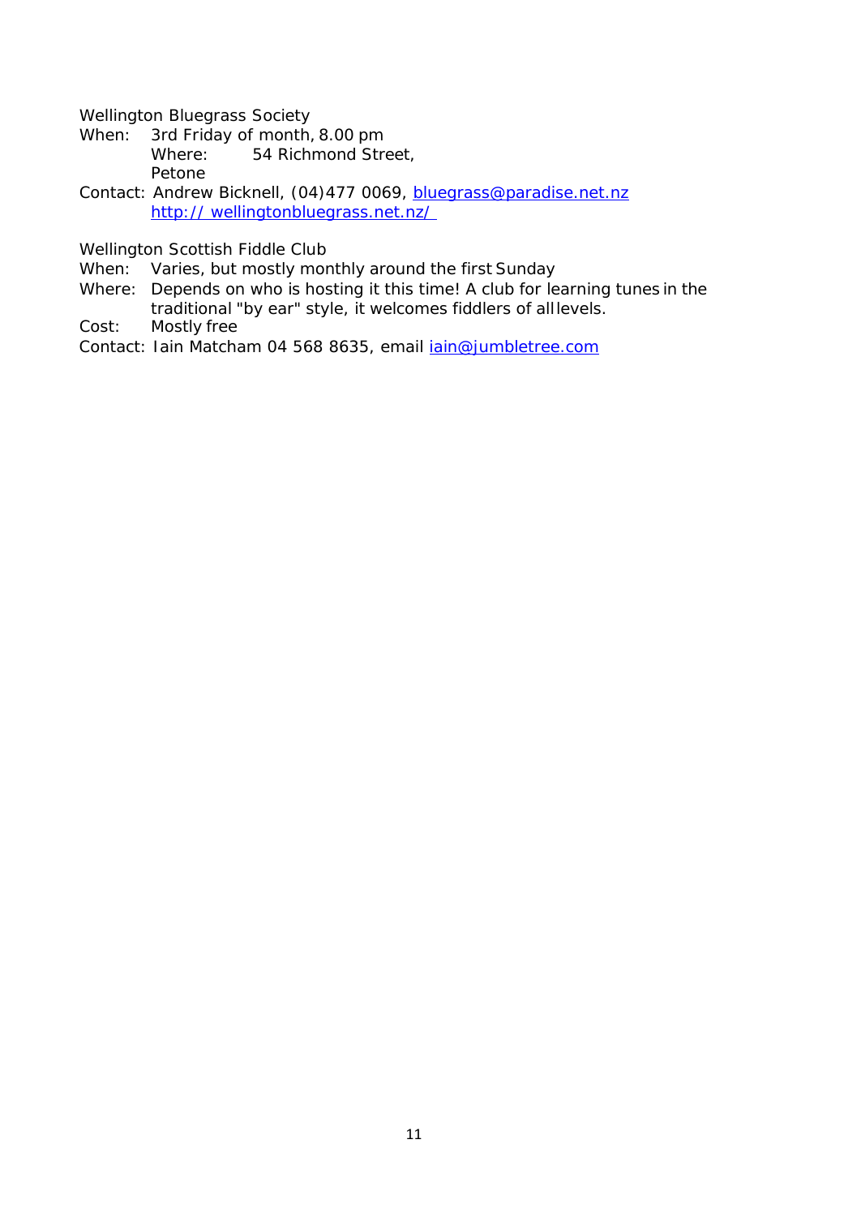Wellington Bluegrass Society

When: 3rd Friday of month, 8.00 pm
Where: 54 Richmond Street, Petone

Contact: Andrew Bicknell, (04)477 0069, bluegrass@paradise.net.nz
http:// wellingtonbluegrass.net.nz/

Wellington Scottish Fiddle Club

When: Varies, but mostly monthly around the first Sunday

Where: Depends on who is hosting it this time! A club for learning tunes in the traditional "by ear" style, it welcomes fiddlers of all levels.

Cost: Mostly free

Contact: Iain Matcham 04 568 8635, email iain@jumbletree.com